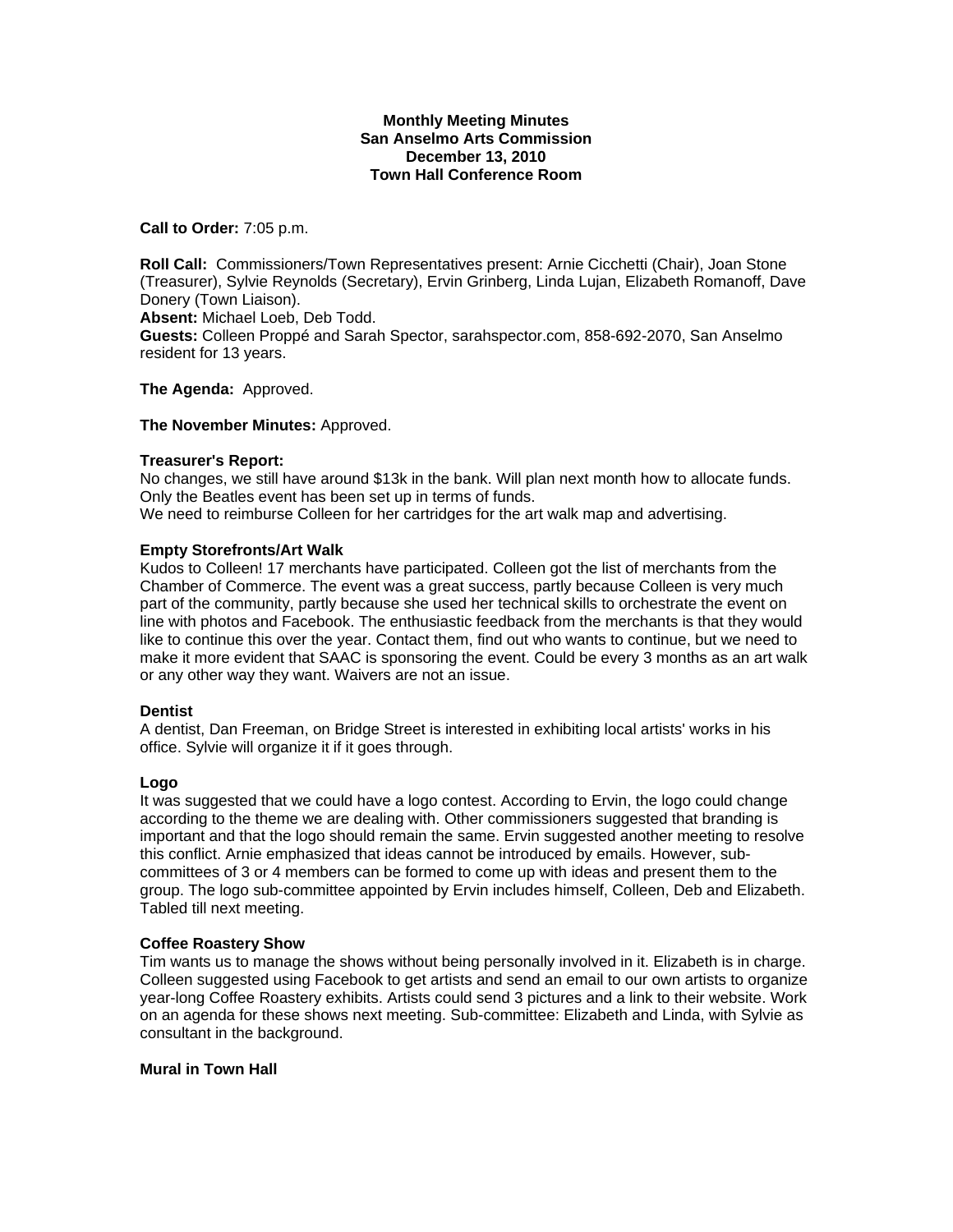**Monthly Meeting Minutes**
**San Anselmo Arts Commission**
**December 13, 2010**
**Town Hall Conference Room**

**Call to Order:** 7:05 p.m.

**Roll Call:** Commissioners/Town Representatives present: Arnie Cicchetti (Chair), Joan Stone (Treasurer), Sylvie Reynolds (Secretary), Ervin Grinberg, Linda Lujan, Elizabeth Romanoff, Dave Donery (Town Liaison).
**Absent:** Michael Loeb, Deb Todd.
**Guests:** Colleen Proppé and Sarah Spector, sarahspector.com, 858-692-2070, San Anselmo resident for 13 years.

**The Agenda:** Approved.

**The November Minutes:** Approved.

**Treasurer's Report:**
No changes, we still have around $13k in the bank. Will plan next month how to allocate funds. Only the Beatles event has been set up in terms of funds.
We need to reimburse Colleen for her cartridges for the art walk map and advertising.

**Empty Storefronts/Art Walk**
Kudos to Colleen! 17 merchants have participated. Colleen got the list of merchants from the Chamber of Commerce. The event was a great success, partly because Colleen is very much part of the community, partly because she used her technical skills to orchestrate the event on line with photos and Facebook. The enthusiastic feedback from the merchants is that they would like to continue this over the year. Contact them, find out who wants to continue, but we need to make it more evident that SAAC is sponsoring the event. Could be every 3 months as an art walk or any other way they want. Waivers are not an issue.

**Dentist**
A dentist, Dan Freeman, on Bridge Street is interested in exhibiting local artists' works in his office. Sylvie will organize it if it goes through.

**Logo**
It was suggested that we could have a logo contest. According to Ervin, the logo could change according to the theme we are dealing with. Other commissioners suggested that branding is important and that the logo should remain the same. Ervin suggested another meeting to resolve this conflict. Arnie emphasized that ideas cannot be introduced by emails. However, sub-committees of 3 or 4 members can be formed to come up with ideas and present them to the group. The logo sub-committee appointed by Ervin includes himself, Colleen, Deb and Elizabeth. Tabled till next meeting.

**Coffee Roastery Show**
Tim wants us to manage the shows without being personally involved in it. Elizabeth is in charge. Colleen suggested using Facebook to get artists and send an email to our own artists to organize year-long Coffee Roastery exhibits. Artists could send 3 pictures and a link to their website. Work on an agenda for these shows next meeting. Sub-committee: Elizabeth and Linda, with Sylvie as consultant in the background.

**Mural in Town Hall**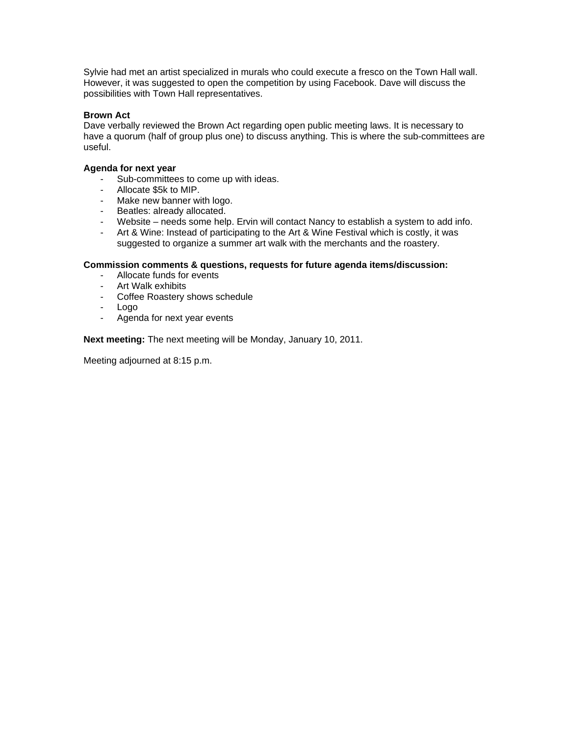Sylvie had met an artist specialized in murals who could execute a fresco on the Town Hall wall. However, it was suggested to open the competition by using Facebook. Dave will discuss the possibilities with Town Hall representatives.

**Brown Act**
Dave verbally reviewed the Brown Act regarding open public meeting laws. It is necessary to have a quorum (half of group plus one) to discuss anything. This is where the sub-committees are useful.

**Agenda for next year**

- Sub-committees to come up with ideas.
- Allocate $5k to MIP.
- Make new banner with logo.
- Beatles: already allocated.
- Website – needs some help. Ervin will contact Nancy to establish a system to add info.
- Art & Wine: Instead of participating to the Art & Wine Festival which is costly, it was suggested to organize a summer art walk with the merchants and the roastery.

**Commission comments & questions, requests for future agenda items/discussion:**

- Allocate funds for events
- Art Walk exhibits
- Coffee Roastery shows schedule
- Logo
- Agenda for next year events

**Next meeting:** The next meeting will be Monday, January 10, 2011.

Meeting adjourned at 8:15 p.m.